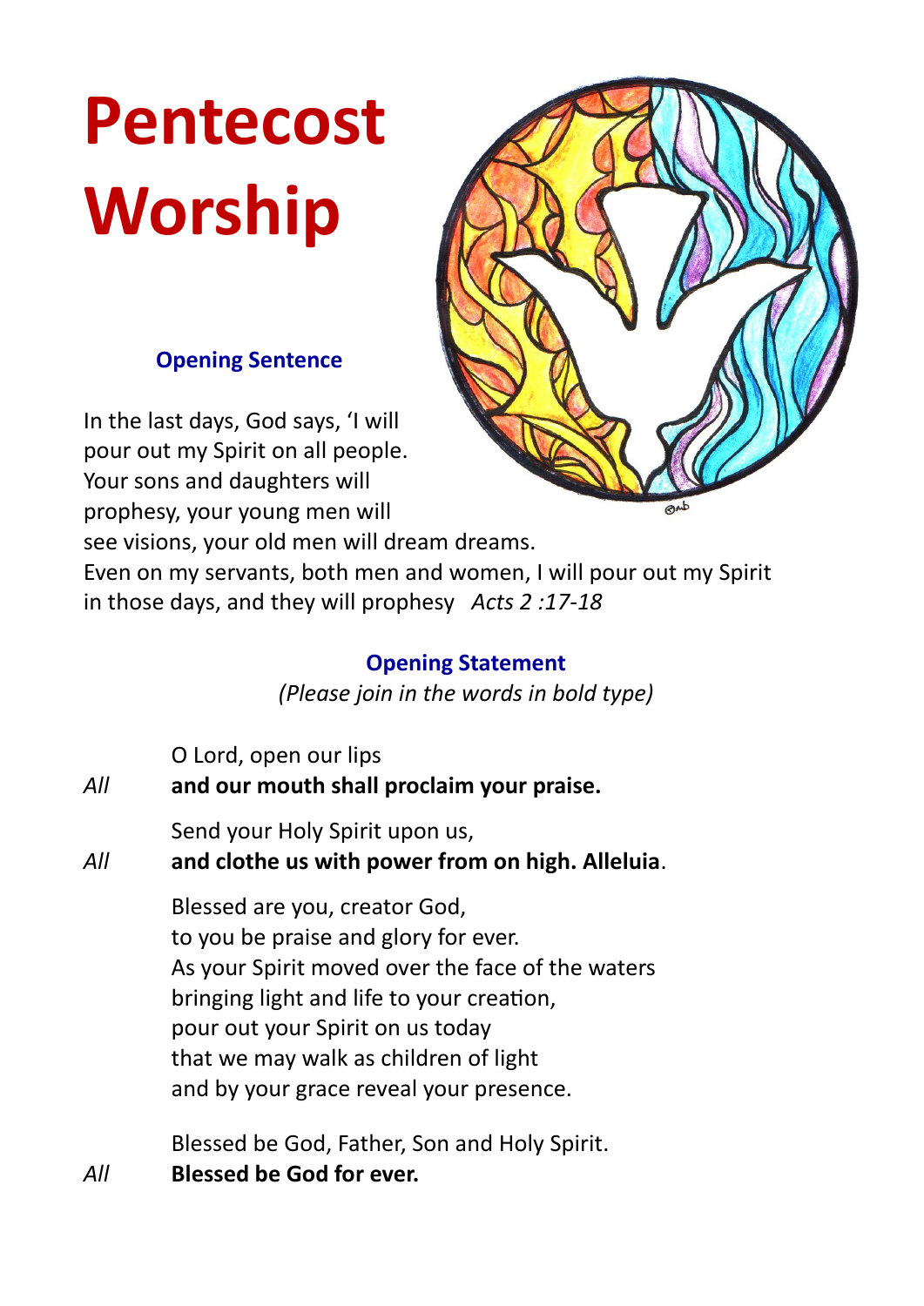# Pentecost Worship

### Opening Sentence

In the last days, God says, 'I will pour out my Spirit on all people. Your sons and daughters will prophesy, your young men will see visions, your old men will dream dreams. Even on my servants, both men and women, I will pour out my Spirit in those days, and they will prophesy *Acts 2 :17-18*

### Opening Statement

*(Please join in the words in bold type)*

O Lord, open our lips  
*All* **and our mouth shall proclaim your praise.**

Send your Holy Spirit upon us,  
*All* **and clothe us with power from on high. Alleluia**.

Blessed are you, creator God,  
to you be praise and glory for ever.  
As your Spirit moved over the face of the waters  
bringing light and life to your creation,  
pour out your Spirit on us today  
that we may walk as children of light  
and by your grace reveal your presence.

Blessed be God, Father, Son and Holy Spirit.  
*All* **Blessed be God for ever.**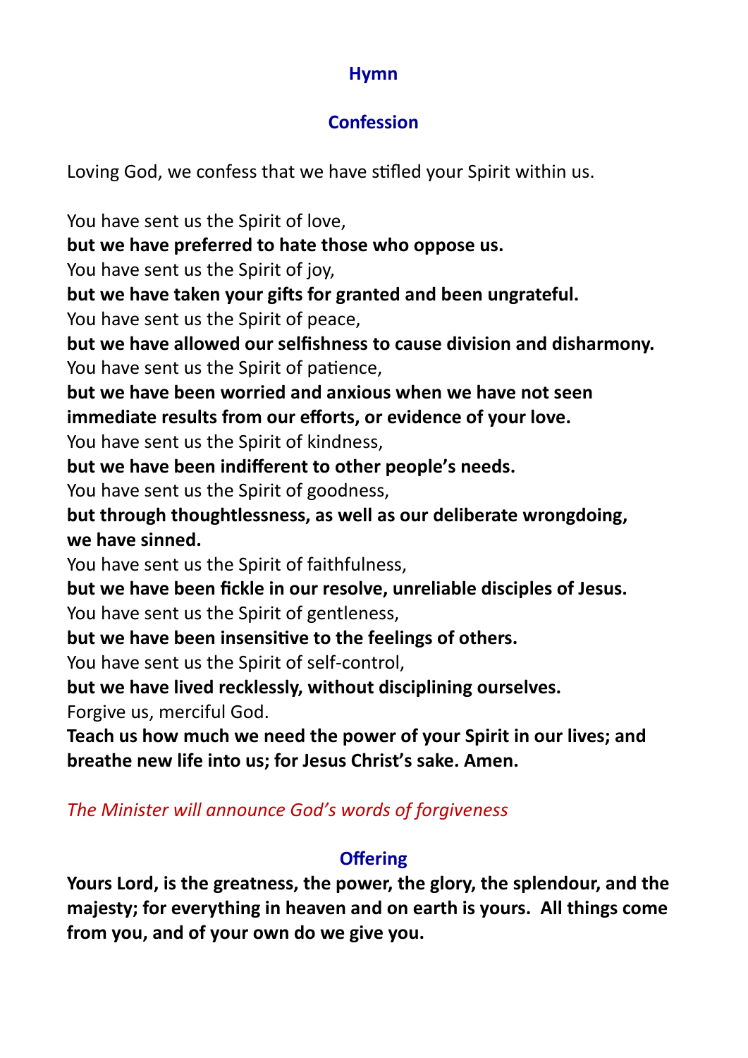## Hymn

## Confession

Loving God, we confess that we have stifled your Spirit within us.

You have sent us the Spirit of love,
**but we have preferred to hate those who oppose us.**
You have sent us the Spirit of joy,
**but we have taken your gifts for granted and been ungrateful.**
You have sent us the Spirit of peace,
**but we have allowed our selfishness to cause division and disharmony.**
You have sent us the Spirit of patience,
**but we have been worried and anxious when we have not seen immediate results from our efforts, or evidence of your love.**
You have sent us the Spirit of kindness,
**but we have been indifferent to other people's needs.**
You have sent us the Spirit of goodness,
**but through thoughtlessness, as well as our deliberate wrongdoing, we have sinned.**
You have sent us the Spirit of faithfulness,
**but we have been fickle in our resolve, unreliable disciples of Jesus.**
You have sent us the Spirit of gentleness,
**but we have been insensitive to the feelings of others.**
You have sent us the Spirit of self-control,
**but we have lived recklessly, without disciplining ourselves.**
Forgive us, merciful God.
**Teach us how much we need the power of your Spirit in our lives; and breathe new life into us; for Jesus Christ's sake. Amen.**

*The Minister will announce God's words of forgiveness*

## Offering

**Yours Lord, is the greatness, the power, the glory, the splendour, and the majesty; for everything in heaven and on earth is yours. All things come from you, and of your own do we give you.**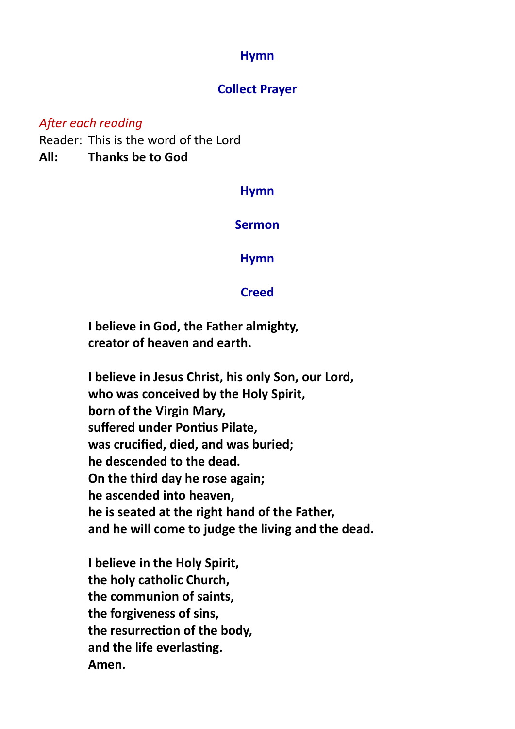## Hymn

## Collect Prayer

*After each reading*

Reader: This is the word of the Lord

**All: Thanks be to God**

## Hymn

## Sermon

## Hymn

## Creed

**I believe in God, the Father almighty,**
**creator of heaven and earth.**

**I believe in Jesus Christ, his only Son, our Lord,**
**who was conceived by the Holy Spirit,**
**born of the Virgin Mary,**
**suffered under Pontius Pilate,**
**was crucified, died, and was buried;**
**he descended to the dead.**
**On the third day he rose again;**
**he ascended into heaven,**
**he is seated at the right hand of the Father,**
**and he will come to judge the living and the dead.**

**I believe in the Holy Spirit,**
**the holy catholic Church,**
**the communion of saints,**
**the forgiveness of sins,**
**the resurrection of the body,**
**and the life everlasting.**
**Amen.**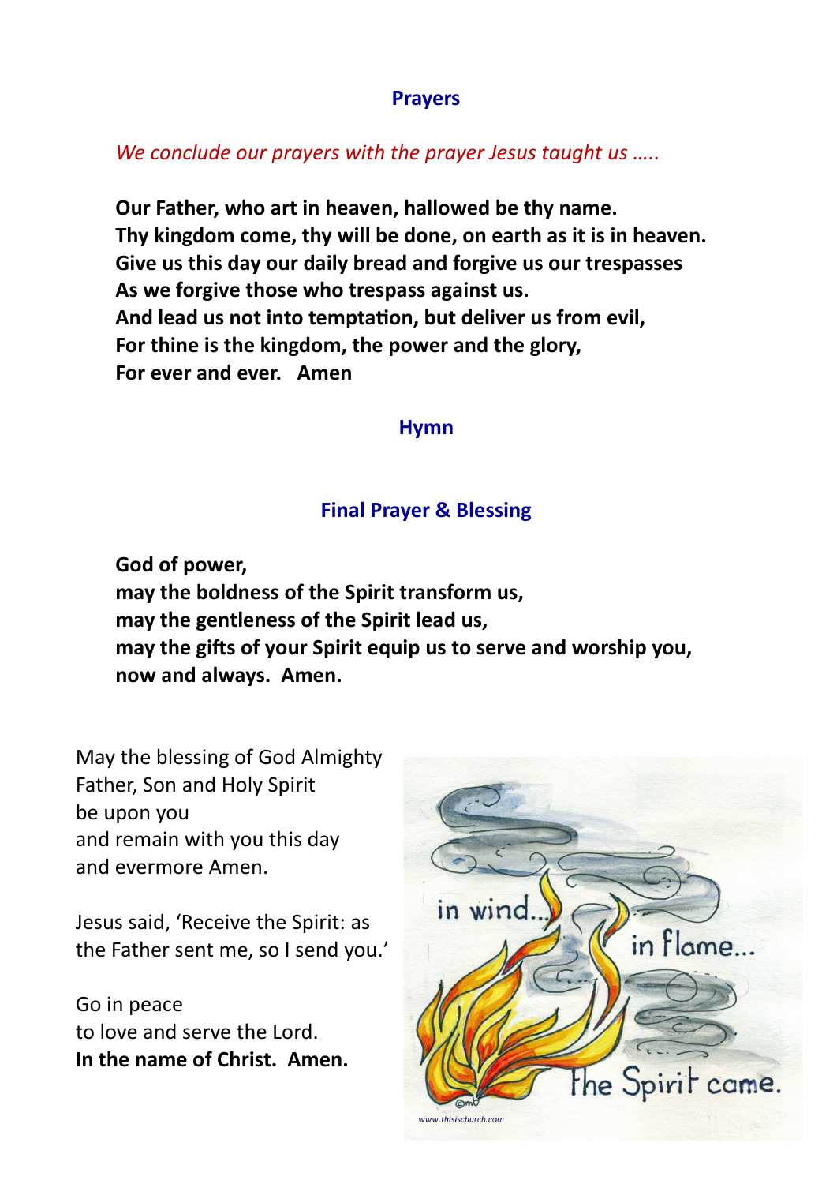## Prayers

*We conclude our prayers with the prayer Jesus taught us …..*

**Our Father, who art in heaven, hallowed be thy name.**
**Thy kingdom come, thy will be done, on earth as it is in heaven.**
**Give us this day our daily bread and forgive us our trespasses**
**As we forgive those who trespass against us.**
**And lead us not into temptation, but deliver us from evil,**
**For thine is the kingdom, the power and the glory,**
**For ever and ever. Amen**

## Hymn

## Final Prayer & Blessing

**God of power,**
**may the boldness of the Spirit transform us,**
**may the gentleness of the Spirit lead us,**
**may the gifts of your Spirit equip us to serve and worship you,**
**now and always. Amen.**

May the blessing of God Almighty
Father, Son and Holy Spirit
be upon you
and remain with you this day
and evermore Amen.

Jesus said, 'Receive the Spirit: as the Father sent me, so I send you.'

Go in peace
to love and serve the Lord.
**In the name of Christ. Amen.**

in wind... in flame... the Spirit came.

©mb

www.thisischurch.com